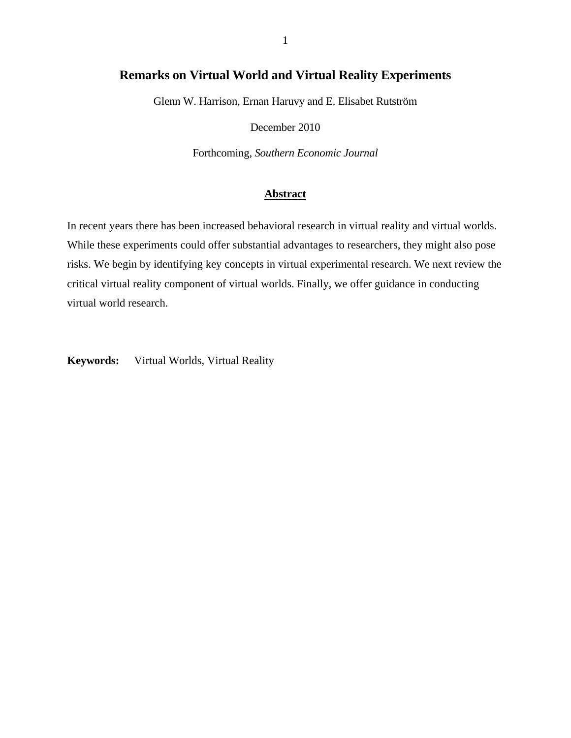# Remarks on Virtual World and Virtual Reality Experiments

Glenn W. Harrison, Ernan Haruvy and E. Elisabet Rutström

December 2010

Forthcoming, *Southern Economic Journal*

## Abstract

In recent years there has been increased behavioral research in virtual reality and virtual worlds. While these experiments could offer substantial advantages to researchers, they might also pose risks. We begin by identifying key concepts in virtual experimental research. We next review the critical virtual reality component of virtual worlds. Finally, we offer guidance in conducting virtual world research.

**Keywords:** Virtual Worlds, Virtual Reality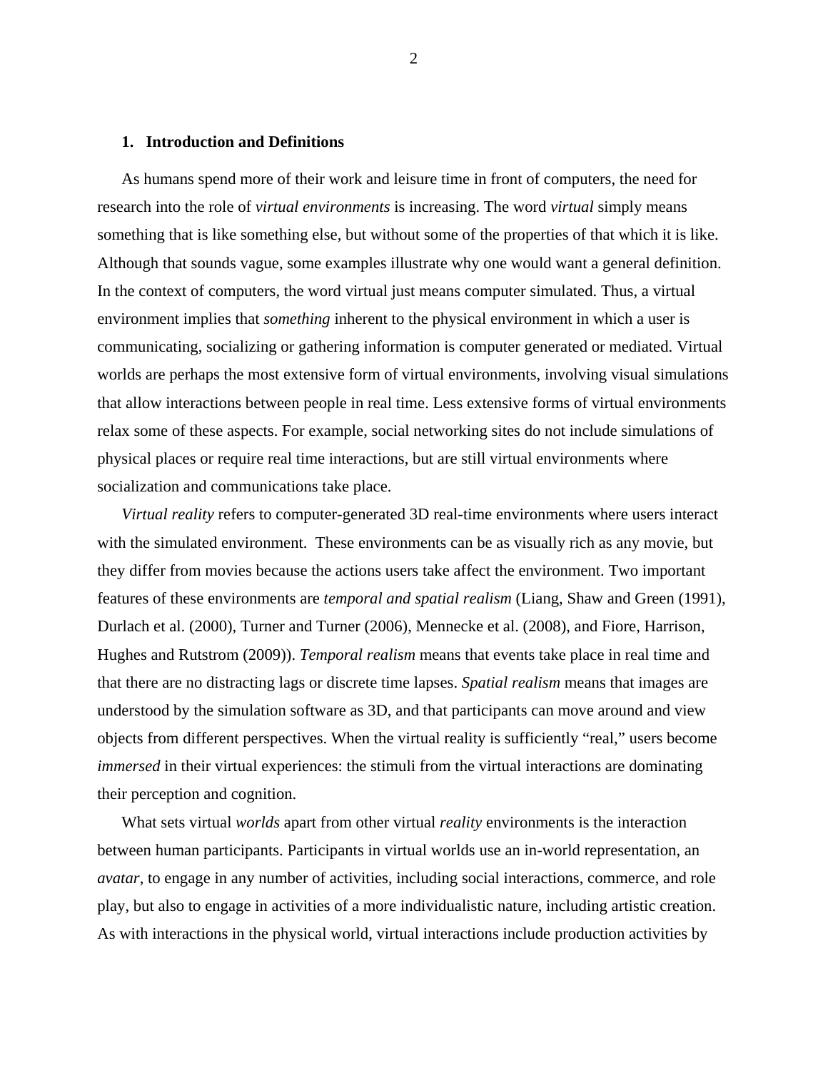## 1. Introduction and Definitions

As humans spend more of their work and leisure time in front of computers, the need for research into the role of *virtual environments* is increasing. The word *virtual* simply means something that is like something else, but without some of the properties of that which it is like. Although that sounds vague, some examples illustrate why one would want a general definition. In the context of computers, the word virtual just means computer simulated. Thus, a virtual environment implies that *something* inherent to the physical environment in which a user is communicating, socializing or gathering information is computer generated or mediated. Virtual worlds are perhaps the most extensive form of virtual environments, involving visual simulations that allow interactions between people in real time. Less extensive forms of virtual environments relax some of these aspects. For example, social networking sites do not include simulations of physical places or require real time interactions, but are still virtual environments where socialization and communications take place.

*Virtual reality* refers to computer-generated 3D real-time environments where users interact with the simulated environment. These environments can be as visually rich as any movie, but they differ from movies because the actions users take affect the environment. Two important features of these environments are *temporal and spatial realism* (Liang, Shaw and Green (1991), Durlach et al. (2000), Turner and Turner (2006), Mennecke et al. (2008), and Fiore, Harrison, Hughes and Rutstrom (2009)). *Temporal realism* means that events take place in real time and that there are no distracting lags or discrete time lapses. *Spatial realism* means that images are understood by the simulation software as 3D, and that participants can move around and view objects from different perspectives. When the virtual reality is sufficiently "real," users become *immersed* in their virtual experiences: the stimuli from the virtual interactions are dominating their perception and cognition.

What sets virtual *worlds* apart from other virtual *reality* environments is the interaction between human participants. Participants in virtual worlds use an in-world representation, an *avatar*, to engage in any number of activities, including social interactions, commerce, and role play, but also to engage in activities of a more individualistic nature, including artistic creation. As with interactions in the physical world, virtual interactions include production activities by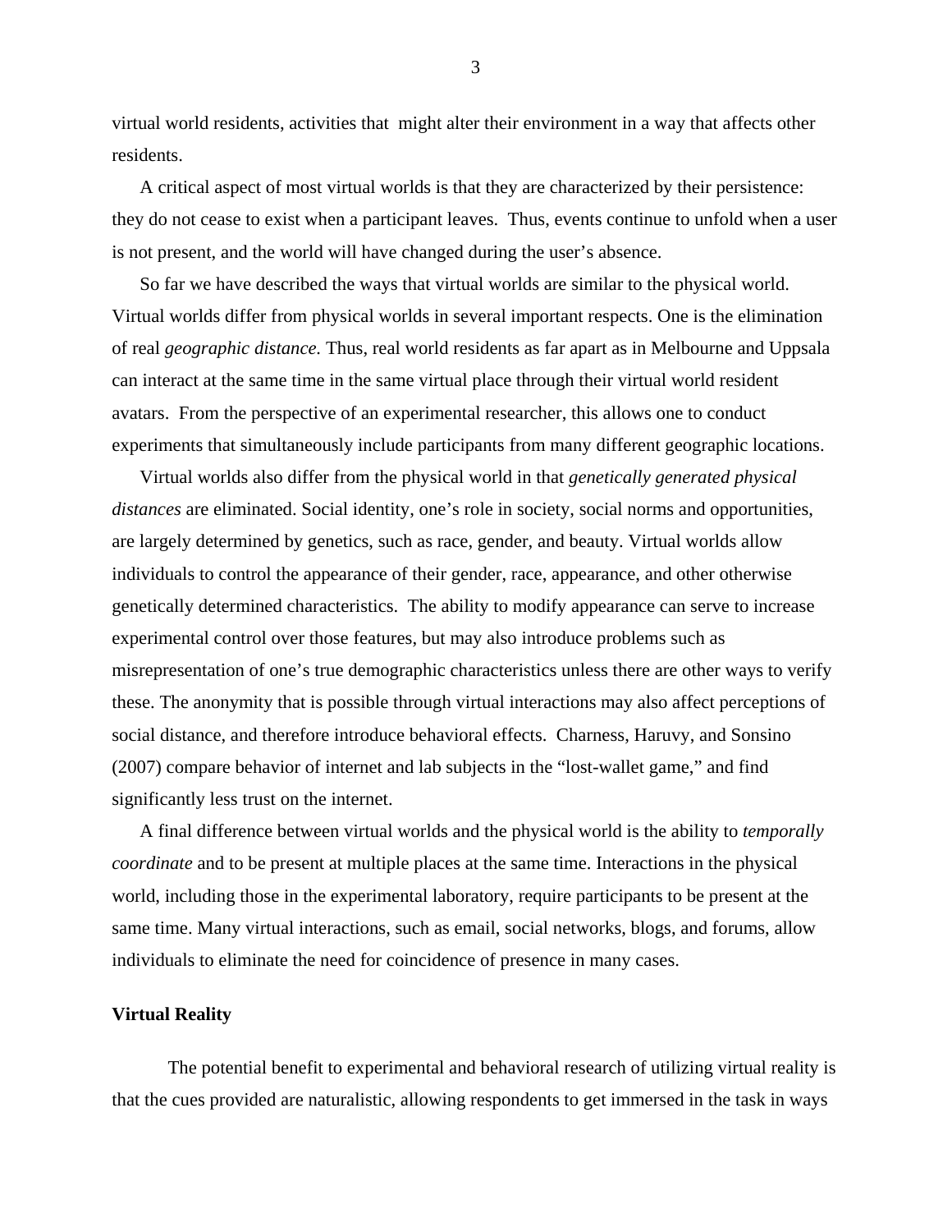virtual world residents, activities that  might alter their environment in a way that affects other residents.

A critical aspect of most virtual worlds is that they are characterized by their persistence: they do not cease to exist when a participant leaves.  Thus, events continue to unfold when a user is not present, and the world will have changed during the user's absence.

So far we have described the ways that virtual worlds are similar to the physical world. Virtual worlds differ from physical worlds in several important respects. One is the elimination of real *geographic distance.* Thus, real world residents as far apart as in Melbourne and Uppsala can interact at the same time in the same virtual place through their virtual world resident avatars.  From the perspective of an experimental researcher, this allows one to conduct experiments that simultaneously include participants from many different geographic locations.

Virtual worlds also differ from the physical world in that *genetically generated physical distances* are eliminated. Social identity, one's role in society, social norms and opportunities, are largely determined by genetics, such as race, gender, and beauty. Virtual worlds allow individuals to control the appearance of their gender, race, appearance, and other otherwise genetically determined characteristics.  The ability to modify appearance can serve to increase experimental control over those features, but may also introduce problems such as misrepresentation of one's true demographic characteristics unless there are other ways to verify these. The anonymity that is possible through virtual interactions may also affect perceptions of social distance, and therefore introduce behavioral effects.  Charness, Haruvy, and Sonsino (2007) compare behavior of internet and lab subjects in the "lost-wallet game," and find significantly less trust on the internet.

A final difference between virtual worlds and the physical world is the ability to *temporally coordinate* and to be present at multiple places at the same time. Interactions in the physical world, including those in the experimental laboratory, require participants to be present at the same time. Many virtual interactions, such as email, social networks, blogs, and forums, allow individuals to eliminate the need for coincidence of presence in many cases.

**Virtual Reality**

The potential benefit to experimental and behavioral research of utilizing virtual reality is that the cues provided are naturalistic, allowing respondents to get immersed in the task in ways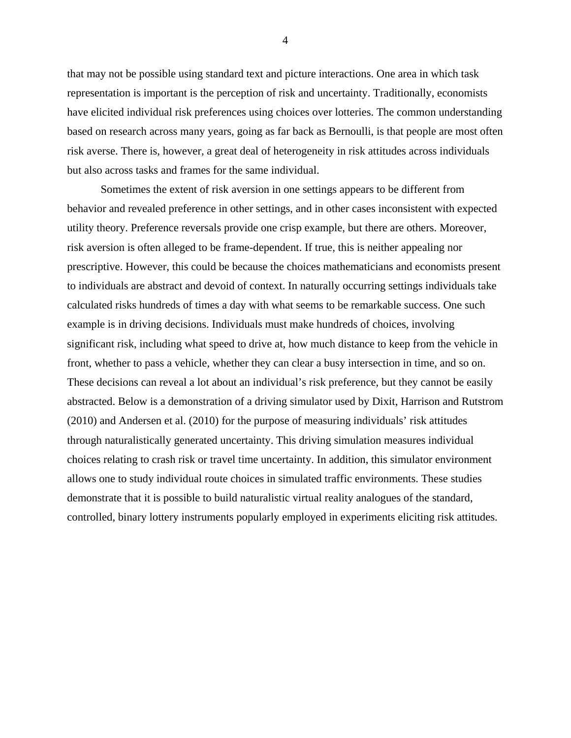that may not be possible using standard text and picture interactions. One area in which task representation is important is the perception of risk and uncertainty. Traditionally, economists have elicited individual risk preferences using choices over lotteries. The common understanding based on research across many years, going as far back as Bernoulli, is that people are most often risk averse. There is, however, a great deal of heterogeneity in risk attitudes across individuals but also across tasks and frames for the same individual.

Sometimes the extent of risk aversion in one settings appears to be different from behavior and revealed preference in other settings, and in other cases inconsistent with expected utility theory. Preference reversals provide one crisp example, but there are others. Moreover, risk aversion is often alleged to be frame-dependent. If true, this is neither appealing nor prescriptive. However, this could be because the choices mathematicians and economists present to individuals are abstract and devoid of context. In naturally occurring settings individuals take calculated risks hundreds of times a day with what seems to be remarkable success. One such example is in driving decisions. Individuals must make hundreds of choices, involving significant risk, including what speed to drive at, how much distance to keep from the vehicle in front, whether to pass a vehicle, whether they can clear a busy intersection in time, and so on. These decisions can reveal a lot about an individual's risk preference, but they cannot be easily abstracted. Below is a demonstration of a driving simulator used by Dixit, Harrison and Rutstrom (2010) and Andersen et al. (2010) for the purpose of measuring individuals' risk attitudes through naturalistically generated uncertainty. This driving simulation measures individual choices relating to crash risk or travel time uncertainty. In addition, this simulator environment allows one to study individual route choices in simulated traffic environments. These studies demonstrate that it is possible to build naturalistic virtual reality analogues of the standard, controlled, binary lottery instruments popularly employed in experiments eliciting risk attitudes.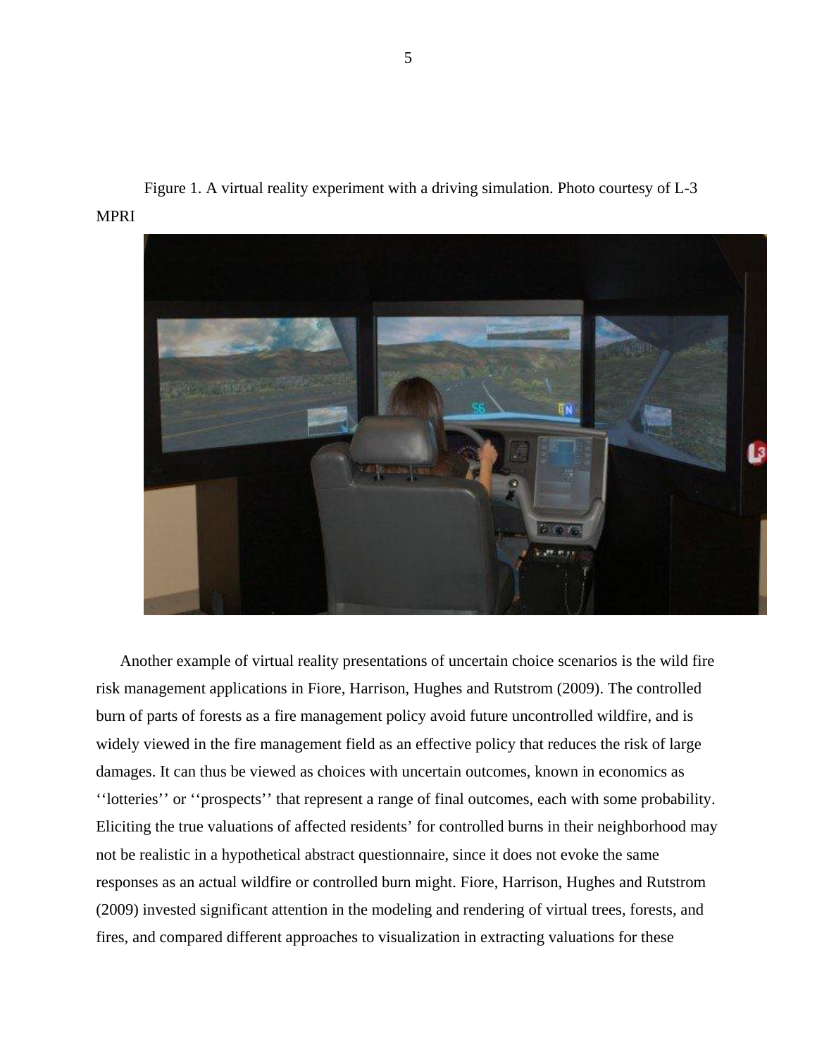Figure 1. A virtual reality experiment with a driving simulation. Photo courtesy of L-3 MPRI

Another example of virtual reality presentations of uncertain choice scenarios is the wild fire risk management applications in Fiore, Harrison, Hughes and Rutstrom (2009). The controlled burn of parts of forests as a fire management policy avoid future uncontrolled wildfire, and is widely viewed in the fire management field as an effective policy that reduces the risk of large damages. It can thus be viewed as choices with uncertain outcomes, known in economics as ‘‘lotteries’’ or ‘‘prospects’’ that represent a range of final outcomes, each with some probability. Eliciting the true valuations of affected residents’ for controlled burns in their neighborhood may not be realistic in a hypothetical abstract questionnaire, since it does not evoke the same responses as an actual wildfire or controlled burn might. Fiore, Harrison, Hughes and Rutstrom (2009) invested significant attention in the modeling and rendering of virtual trees, forests, and fires, and compared different approaches to visualization in extracting valuations for these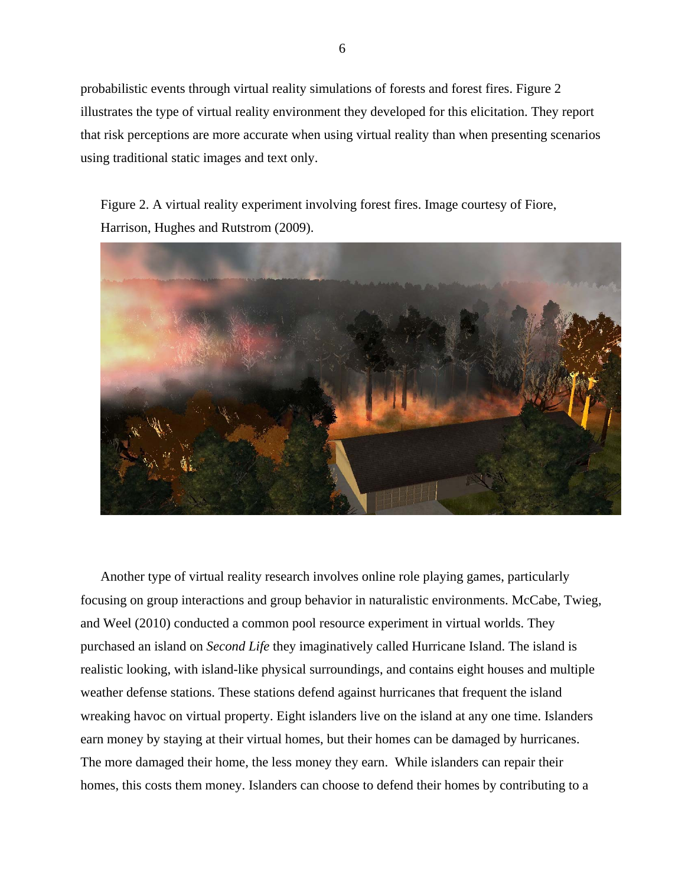probabilistic events through virtual reality simulations of forests and forest fires. Figure 2 illustrates the type of virtual reality environment they developed for this elicitation. They report that risk perceptions are more accurate when using virtual reality than when presenting scenarios using traditional static images and text only.

Figure 2. A virtual reality experiment involving forest fires. Image courtesy of Fiore, Harrison, Hughes and Rutstrom (2009).

Another type of virtual reality research involves online role playing games, particularly focusing on group interactions and group behavior in naturalistic environments. McCabe, Twieg, and Weel (2010) conducted a common pool resource experiment in virtual worlds. They purchased an island on *Second Life* they imaginatively called Hurricane Island. The island is realistic looking, with island-like physical surroundings, and contains eight houses and multiple weather defense stations. These stations defend against hurricanes that frequent the island wreaking havoc on virtual property. Eight islanders live on the island at any one time. Islanders earn money by staying at their virtual homes, but their homes can be damaged by hurricanes. The more damaged their home, the less money they earn. While islanders can repair their homes, this costs them money. Islanders can choose to defend their homes by contributing to a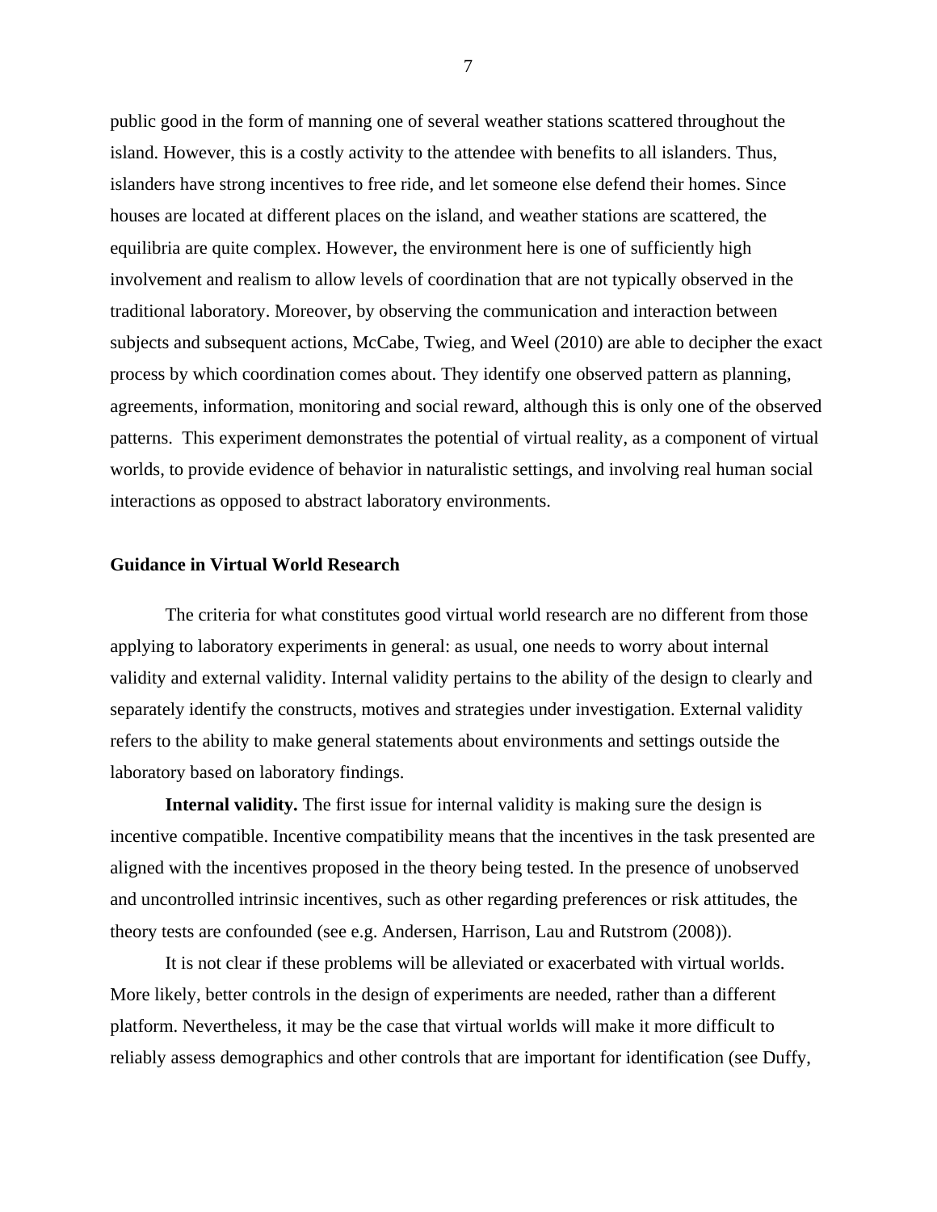public good in the form of manning one of several weather stations scattered throughout the island. However, this is a costly activity to the attendee with benefits to all islanders. Thus, islanders have strong incentives to free ride, and let someone else defend their homes. Since houses are located at different places on the island, and weather stations are scattered, the equilibria are quite complex. However, the environment here is one of sufficiently high involvement and realism to allow levels of coordination that are not typically observed in the traditional laboratory. Moreover, by observing the communication and interaction between subjects and subsequent actions, McCabe, Twieg, and Weel (2010) are able to decipher the exact process by which coordination comes about. They identify one observed pattern as planning, agreements, information, monitoring and social reward, although this is only one of the observed patterns.  This experiment demonstrates the potential of virtual reality, as a component of virtual worlds, to provide evidence of behavior in naturalistic settings, and involving real human social interactions as opposed to abstract laboratory environments.

## Guidance in Virtual World Research

The criteria for what constitutes good virtual world research are no different from those applying to laboratory experiments in general: as usual, one needs to worry about internal validity and external validity. Internal validity pertains to the ability of the design to clearly and separately identify the constructs, motives and strategies under investigation. External validity refers to the ability to make general statements about environments and settings outside the laboratory based on laboratory findings.

**Internal validity.** The first issue for internal validity is making sure the design is incentive compatible. Incentive compatibility means that the incentives in the task presented are aligned with the incentives proposed in the theory being tested. In the presence of unobserved and uncontrolled intrinsic incentives, such as other regarding preferences or risk attitudes, the theory tests are confounded (see e.g. Andersen, Harrison, Lau and Rutstrom (2008)).

It is not clear if these problems will be alleviated or exacerbated with virtual worlds. More likely, better controls in the design of experiments are needed, rather than a different platform. Nevertheless, it may be the case that virtual worlds will make it more difficult to reliably assess demographics and other controls that are important for identification (see Duffy,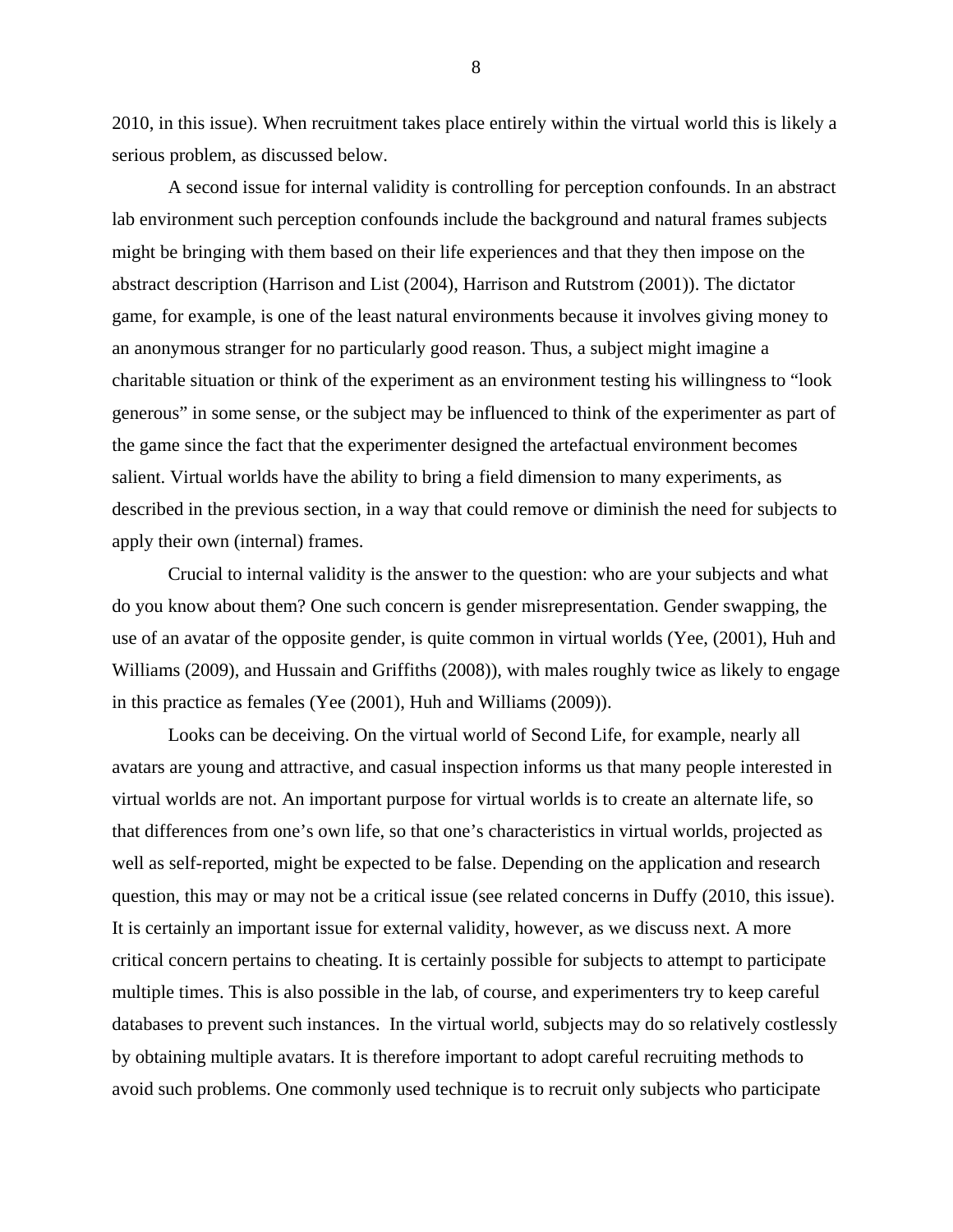2010, in this issue). When recruitment takes place entirely within the virtual world this is likely a serious problem, as discussed below.

A second issue for internal validity is controlling for perception confounds. In an abstract lab environment such perception confounds include the background and natural frames subjects might be bringing with them based on their life experiences and that they then impose on the abstract description (Harrison and List (2004), Harrison and Rutstrom (2001)). The dictator game, for example, is one of the least natural environments because it involves giving money to an anonymous stranger for no particularly good reason. Thus, a subject might imagine a charitable situation or think of the experiment as an environment testing his willingness to "look generous" in some sense, or the subject may be influenced to think of the experimenter as part of the game since the fact that the experimenter designed the artefactual environment becomes salient. Virtual worlds have the ability to bring a field dimension to many experiments, as described in the previous section, in a way that could remove or diminish the need for subjects to apply their own (internal) frames.

Crucial to internal validity is the answer to the question: who are your subjects and what do you know about them? One such concern is gender misrepresentation. Gender swapping, the use of an avatar of the opposite gender, is quite common in virtual worlds (Yee, (2001), Huh and Williams (2009), and Hussain and Griffiths (2008)), with males roughly twice as likely to engage in this practice as females (Yee (2001), Huh and Williams (2009)).

Looks can be deceiving. On the virtual world of Second Life, for example, nearly all avatars are young and attractive, and casual inspection informs us that many people interested in virtual worlds are not. An important purpose for virtual worlds is to create an alternate life, so that differences from one's own life, so that one's characteristics in virtual worlds, projected as well as self-reported, might be expected to be false. Depending on the application and research question, this may or may not be a critical issue (see related concerns in Duffy (2010, this issue). It is certainly an important issue for external validity, however, as we discuss next. A more critical concern pertains to cheating. It is certainly possible for subjects to attempt to participate multiple times. This is also possible in the lab, of course, and experimenters try to keep careful databases to prevent such instances. In the virtual world, subjects may do so relatively costlessly by obtaining multiple avatars. It is therefore important to adopt careful recruiting methods to avoid such problems. One commonly used technique is to recruit only subjects who participate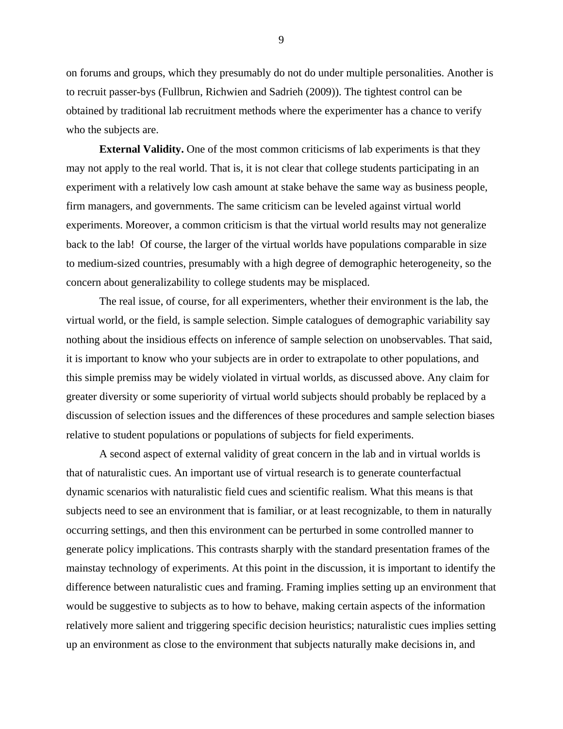on forums and groups, which they presumably do not do under multiple personalities. Another is to recruit passer-bys (Fullbrun, Richwien and Sadrieh (2009)). The tightest control can be obtained by traditional lab recruitment methods where the experimenter has a chance to verify who the subjects are.

**External Validity.** One of the most common criticisms of lab experiments is that they may not apply to the real world. That is, it is not clear that college students participating in an experiment with a relatively low cash amount at stake behave the same way as business people, firm managers, and governments. The same criticism can be leveled against virtual world experiments. Moreover, a common criticism is that the virtual world results may not generalize back to the lab! Of course, the larger of the virtual worlds have populations comparable in size to medium-sized countries, presumably with a high degree of demographic heterogeneity, so the concern about generalizability to college students may be misplaced.

The real issue, of course, for all experimenters, whether their environment is the lab, the virtual world, or the field, is sample selection. Simple catalogues of demographic variability say nothing about the insidious effects on inference of sample selection on unobservables. That said, it is important to know who your subjects are in order to extrapolate to other populations, and this simple premiss may be widely violated in virtual worlds, as discussed above. Any claim for greater diversity or some superiority of virtual world subjects should probably be replaced by a discussion of selection issues and the differences of these procedures and sample selection biases relative to student populations or populations of subjects for field experiments.

A second aspect of external validity of great concern in the lab and in virtual worlds is that of naturalistic cues. An important use of virtual research is to generate counterfactual dynamic scenarios with naturalistic field cues and scientific realism. What this means is that subjects need to see an environment that is familiar, or at least recognizable, to them in naturally occurring settings, and then this environment can be perturbed in some controlled manner to generate policy implications. This contrasts sharply with the standard presentation frames of the mainstay technology of experiments. At this point in the discussion, it is important to identify the difference between naturalistic cues and framing. Framing implies setting up an environment that would be suggestive to subjects as to how to behave, making certain aspects of the information relatively more salient and triggering specific decision heuristics; naturalistic cues implies setting up an environment as close to the environment that subjects naturally make decisions in, and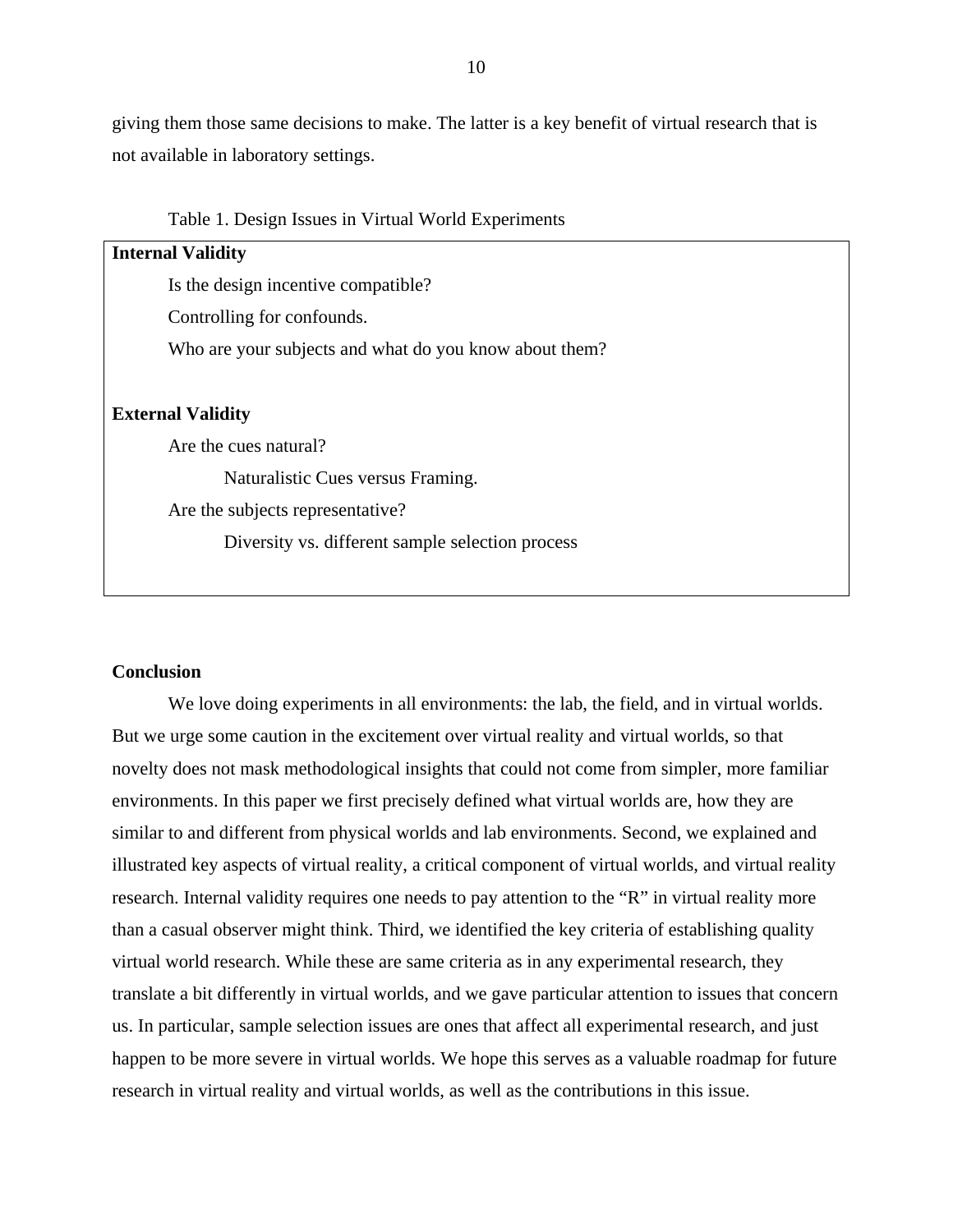giving them those same decisions to make. The latter is a key benefit of virtual research that is not available in laboratory settings.

Table 1. Design Issues in Virtual World Experiments

**Internal Validity**

- Is the design incentive compatible?
- Controlling for confounds.
- Who are your subjects and what do you know about them?

**External Validity**

- Are the cues natural?
  - Naturalistic Cues versus Framing.
- Are the subjects representative?
  - Diversity vs. different sample selection process

## Conclusion

We love doing experiments in all environments: the lab, the field, and in virtual worlds. But we urge some caution in the excitement over virtual reality and virtual worlds, so that novelty does not mask methodological insights that could not come from simpler, more familiar environments. In this paper we first precisely defined what virtual worlds are, how they are similar to and different from physical worlds and lab environments. Second, we explained and illustrated key aspects of virtual reality, a critical component of virtual worlds, and virtual reality research. Internal validity requires one needs to pay attention to the "R" in virtual reality more than a casual observer might think. Third, we identified the key criteria of establishing quality virtual world research. While these are same criteria as in any experimental research, they translate a bit differently in virtual worlds, and we gave particular attention to issues that concern us. In particular, sample selection issues are ones that affect all experimental research, and just happen to be more severe in virtual worlds. We hope this serves as a valuable roadmap for future research in virtual reality and virtual worlds, as well as the contributions in this issue.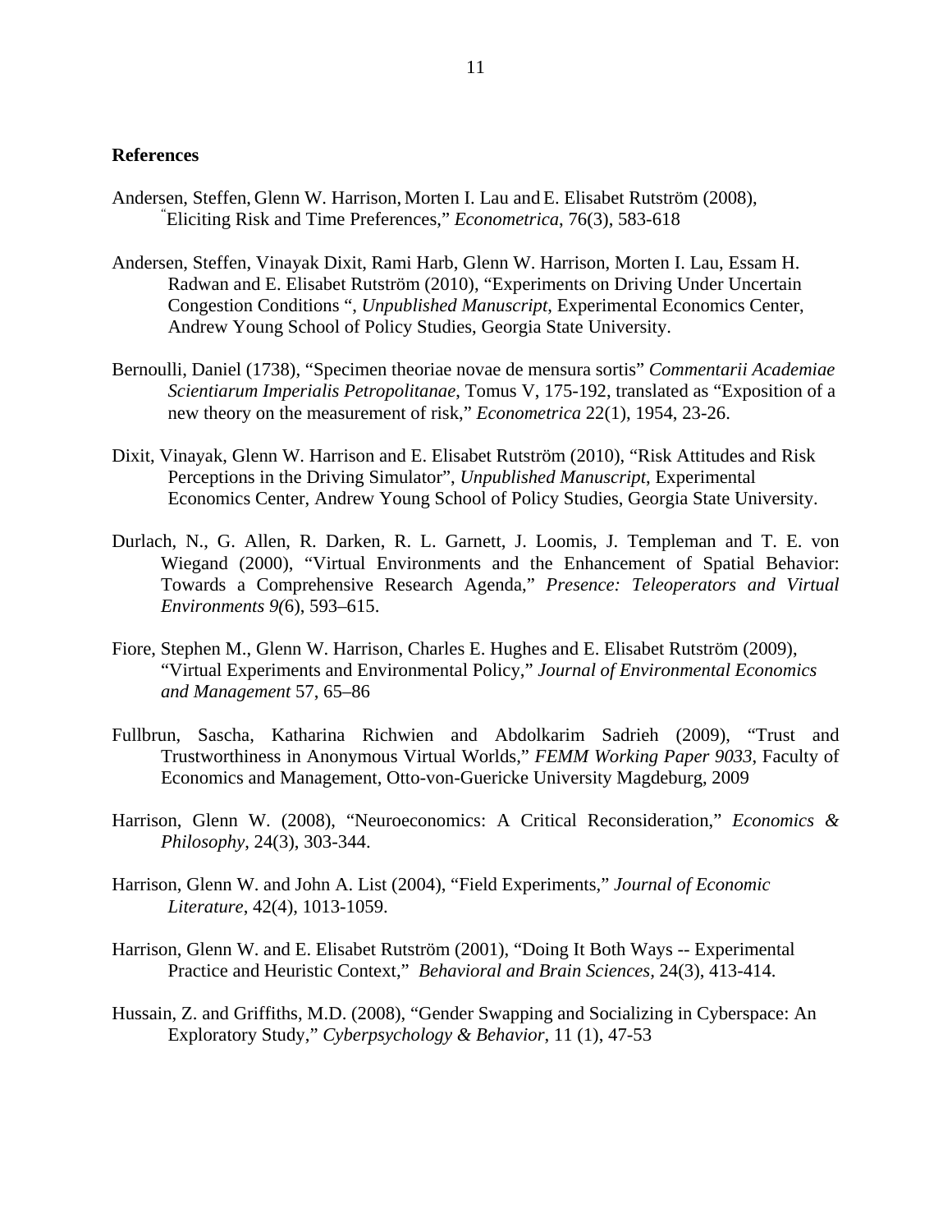**References**

Andersen, Steffen, Glenn W. Harrison, Morten I. Lau and E. Elisabet Rutström (2008), "Eliciting Risk and Time Preferences," *Econometrica*, 76(3), 583-618

Andersen, Steffen, Vinayak Dixit, Rami Harb, Glenn W. Harrison, Morten I. Lau, Essam H. Radwan and E. Elisabet Rutström (2010), "Experiments on Driving Under Uncertain Congestion Conditions ", *Unpublished Manuscript*, Experimental Economics Center, Andrew Young School of Policy Studies, Georgia State University.

Bernoulli, Daniel (1738), "Specimen theoriae novae de mensura sortis" *Commentarii Academiae Scientiarum Imperialis Petropolitanae*, Tomus V, 175-192, translated as "Exposition of a new theory on the measurement of risk," *Econometrica* 22(1), 1954, 23-26.

Dixit, Vinayak, Glenn W. Harrison and E. Elisabet Rutström (2010), "Risk Attitudes and Risk Perceptions in the Driving Simulator", *Unpublished Manuscript*, Experimental Economics Center, Andrew Young School of Policy Studies, Georgia State University.

Durlach, N., G. Allen, R. Darken, R. L. Garnett, J. Loomis, J. Templeman and T. E. von Wiegand (2000), "Virtual Environments and the Enhancement of Spatial Behavior: Towards a Comprehensive Research Agenda," *Presence: Teleoperators and Virtual Environments 9(*6), 593–615.

Fiore, Stephen M., Glenn W. Harrison, Charles E. Hughes and E. Elisabet Rutström (2009), "Virtual Experiments and Environmental Policy," *Journal of Environmental Economics and Management* 57, 65–86

Fullbrun, Sascha, Katharina Richwien and Abdolkarim Sadrieh (2009), "Trust and Trustworthiness in Anonymous Virtual Worlds," *FEMM Working Paper 9033*, Faculty of Economics and Management, Otto-von-Guericke University Magdeburg, 2009

Harrison, Glenn W. (2008), "Neuroeconomics: A Critical Reconsideration," *Economics & Philosophy*, 24(3), 303-344.

Harrison, Glenn W. and John A. List (2004), "Field Experiments," *Journal of Economic Literature*, 42(4), 1013-1059.

Harrison, Glenn W. and E. Elisabet Rutström (2001), "Doing It Both Ways -- Experimental Practice and Heuristic Context," *Behavioral and Brain Sciences*, 24(3), 413-414.

Hussain, Z. and Griffiths, M.D. (2008), "Gender Swapping and Socializing in Cyberspace: An Exploratory Study," *Cyberpsychology & Behavior*, 11 (1), 47-53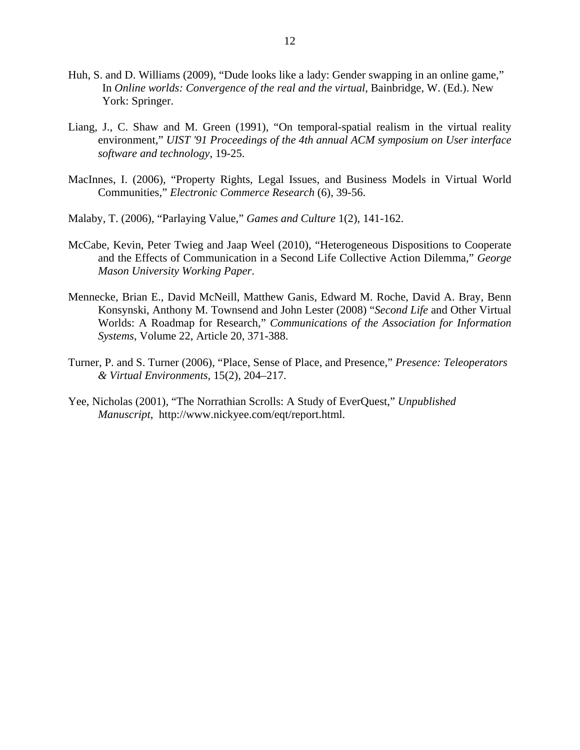Huh, S. and D. Williams (2009), "Dude looks like a lady: Gender swapping in an online game," In *Online worlds: Convergence of the real and the virtual*, Bainbridge, W. (Ed.). New York: Springer.

Liang, J., C. Shaw and M. Green (1991), "On temporal-spatial realism in the virtual reality environment," *UIST '91 Proceedings of the 4th annual ACM symposium on User interface software and technology*, 19-25.

MacInnes, I. (2006), "Property Rights, Legal Issues, and Business Models in Virtual World Communities," *Electronic Commerce Research* (6), 39-56.

Malaby, T. (2006), "Parlaying Value," *Games and Culture* 1(2), 141-162.

McCabe, Kevin, Peter Twieg and Jaap Weel (2010), "Heterogeneous Dispositions to Cooperate and the Effects of Communication in a Second Life Collective Action Dilemma," *George Mason University Working Paper*.

Mennecke, Brian E., David McNeill, Matthew Ganis, Edward M. Roche, David A. Bray, Benn Konsynski, Anthony M. Townsend and John Lester (2008) "*Second Life* and Other Virtual Worlds: A Roadmap for Research," *Communications of the Association for Information Systems*, Volume 22, Article 20, 371-388.

Turner, P. and S. Turner (2006), "Place, Sense of Place, and Presence," *Presence: Teleoperators & Virtual Environments*, 15(2), 204–217.

Yee, Nicholas (2001), "The Norrathian Scrolls: A Study of EverQuest," *Unpublished Manuscript*, http://www.nickyee.com/eqt/report.html.